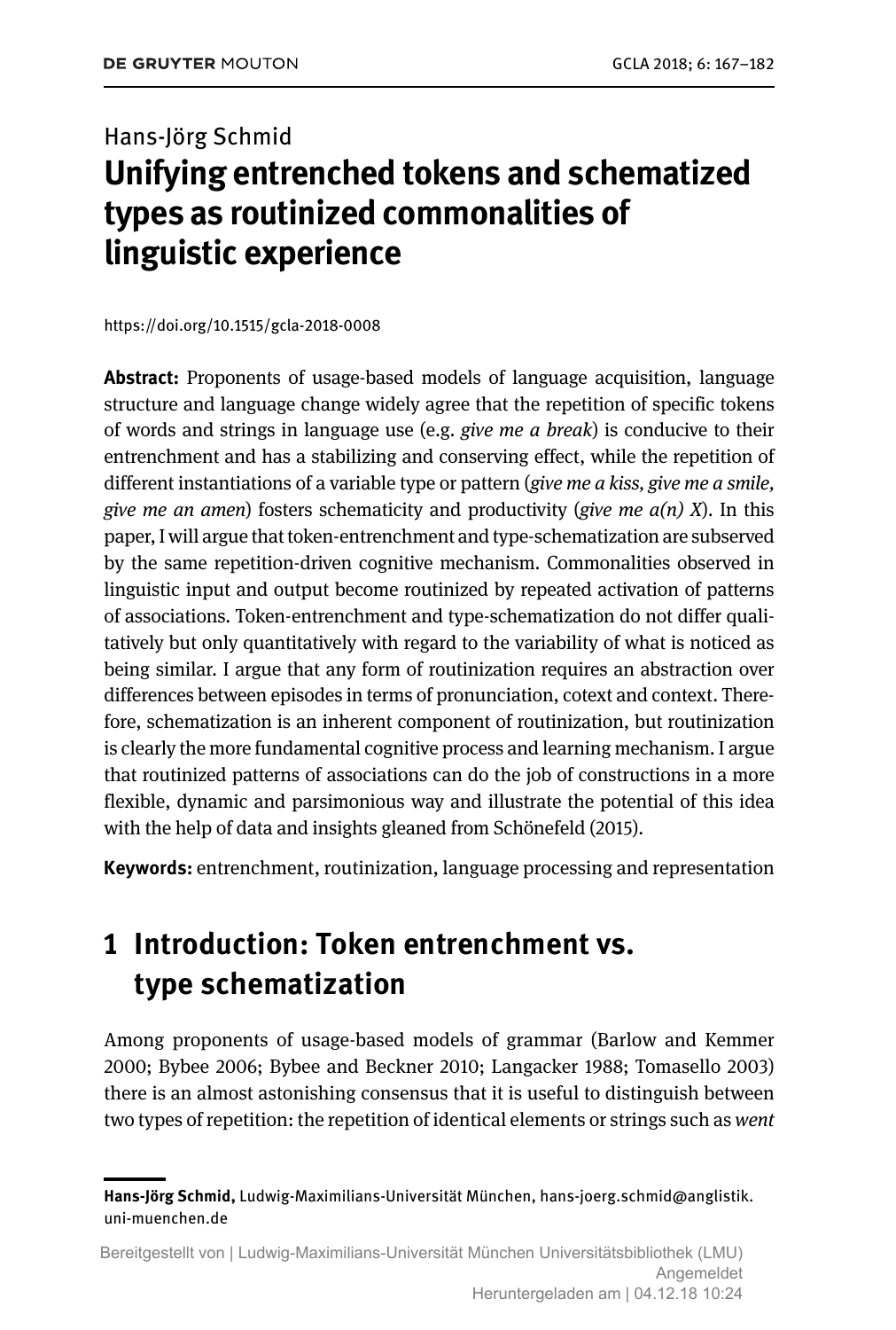Hans-Jörg Schmid

# Unifying entrenched tokens and schematized types as routinized commonalities of linguistic experience

https://doi.org/10.1515/gcla-2018-0008

**Abstract:** Proponents of usage-based models of language acquisition, language structure and language change widely agree that the repetition of specific tokens of words and strings in language use (e.g. *give me a break*) is conducive to their entrenchment and has a stabilizing and conserving effect, while the repetition of different instantiations of a variable type or pattern (*give me a kiss, give me a smile, give me an amen*) fosters schematicity and productivity (*give me a(n) X*). In this paper, I will argue that token-entrenchment and type-schematization are subserved by the same repetition-driven cognitive mechanism. Commonalities observed in linguistic input and output become routinized by repeated activation of patterns of associations. Token-entrenchment and type-schematization do not differ qualitatively but only quantitatively with regard to the variability of what is noticed as being similar. I argue that any form of routinization requires an abstraction over differences between episodes in terms of pronunciation, cotext and context. Therefore, schematization is an inherent component of routinization, but routinization is clearly the more fundamental cognitive process and learning mechanism. I argue that routinized patterns of associations can do the job of constructions in a more flexible, dynamic and parsimonious way and illustrate the potential of this idea with the help of data and insights gleaned from Schönefeld (2015).

**Keywords:** entrenchment, routinization, language processing and representation

## 1 Introduction: Token entrenchment vs. type schematization

Among proponents of usage-based models of grammar (Barlow and Kemmer 2000; Bybee 2006; Bybee and Beckner 2010; Langacker 1988; Tomasello 2003) there is an almost astonishing consensus that it is useful to distinguish between two types of repetition: the repetition of identical elements or strings such as *went*

---

**Hans-Jörg Schmid,** Ludwig-Maximilians-Universität München, hans-joerg.schmid@anglistik.uni-muenchen.de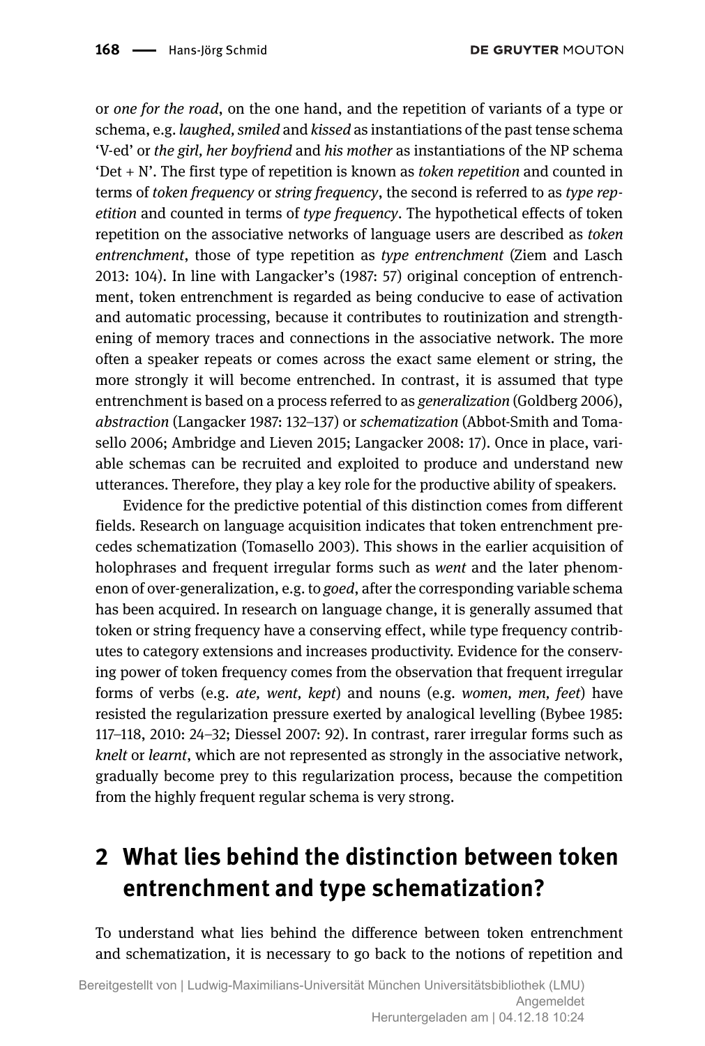or *one for the road*, on the one hand, and the repetition of variants of a type or schema, e.g. *laughed, smiled* and *kissed* as instantiations of the past tense schema 'V-ed' or *the girl, her boyfriend* and *his mother* as instantiations of the NP schema 'Det + N'. The first type of repetition is known as *token repetition* and counted in terms of *token frequency* or *string frequency*, the second is referred to as *type repetition* and counted in terms of *type frequency*. The hypothetical effects of token repetition on the associative networks of language users are described as *token entrenchment*, those of type repetition as *type entrenchment* (Ziem and Lasch 2013: 104). In line with Langacker's (1987: 57) original conception of entrenchment, token entrenchment is regarded as being conducive to ease of activation and automatic processing, because it contributes to routinization and strengthening of memory traces and connections in the associative network. The more often a speaker repeats or comes across the exact same element or string, the more strongly it will become entrenched. In contrast, it is assumed that type entrenchment is based on a process referred to as *generalization* (Goldberg 2006), *abstraction* (Langacker 1987: 132–137) or *schematization* (Abbot-Smith and Tomasello 2006; Ambridge and Lieven 2015; Langacker 2008: 17). Once in place, variable schemas can be recruited and exploited to produce and understand new utterances. Therefore, they play a key role for the productive ability of speakers.

Evidence for the predictive potential of this distinction comes from different fields. Research on language acquisition indicates that token entrenchment precedes schematization (Tomasello 2003). This shows in the earlier acquisition of holophrases and frequent irregular forms such as *went* and the later phenomenon of over-generalization, e.g. to *goed*, after the corresponding variable schema has been acquired. In research on language change, it is generally assumed that token or string frequency have a conserving effect, while type frequency contributes to category extensions and increases productivity. Evidence for the conserving power of token frequency comes from the observation that frequent irregular forms of verbs (e.g. *ate, went, kept*) and nouns (e.g. *women, men, feet*) have resisted the regularization pressure exerted by analogical levelling (Bybee 1985: 117–118, 2010: 24–32; Diessel 2007: 92). In contrast, rarer irregular forms such as *knelt* or *learnt*, which are not represented as strongly in the associative network, gradually become prey to this regularization process, because the competition from the highly frequent regular schema is very strong.

## 2 What lies behind the distinction between token entrenchment and type schematization?

To understand what lies behind the difference between token entrenchment and schematization, it is necessary to go back to the notions of repetition and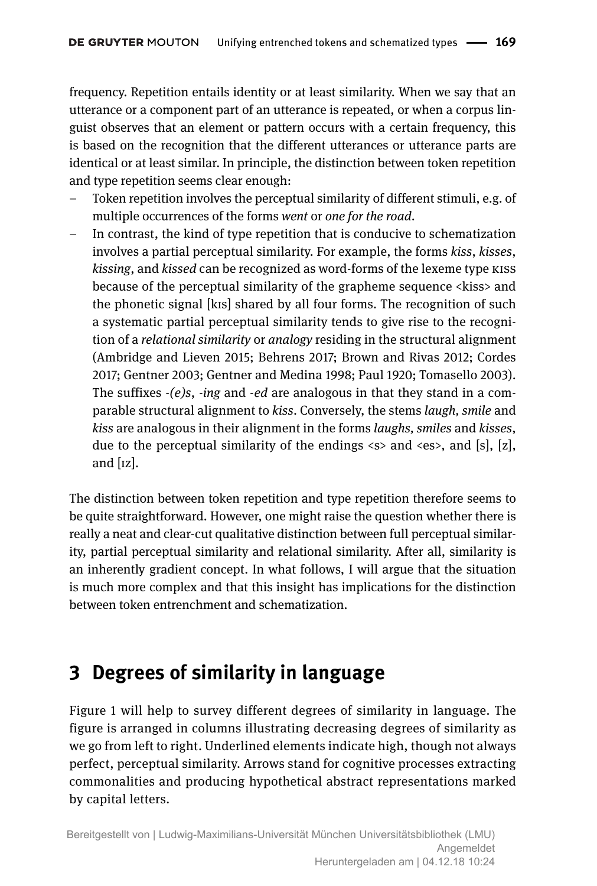frequency. Repetition entails identity or at least similarity. When we say that an utterance or a component part of an utterance is repeated, or when a corpus linguist observes that an element or pattern occurs with a certain frequency, this is based on the recognition that the different utterances or utterance parts are identical or at least similar. In principle, the distinction between token repetition and type repetition seems clear enough:

– Token repetition involves the perceptual similarity of different stimuli, e.g. of multiple occurrences of the forms *went* or *one for the road*.
– In contrast, the kind of type repetition that is conducive to schematization involves a partial perceptual similarity. For example, the forms *kiss*, *kisses*, *kissing*, and *kissed* can be recognized as word-forms of the lexeme type KISS because of the perceptual similarity of the grapheme sequence <kiss> and the phonetic signal [kɪs] shared by all four forms. The recognition of such a systematic partial perceptual similarity tends to give rise to the recognition of a *relational similarity* or *analogy* residing in the structural alignment (Ambridge and Lieven 2015; Behrens 2017; Brown and Rivas 2012; Cordes 2017; Gentner 2003; Gentner and Medina 1998; Paul 1920; Tomasello 2003). The suffixes *-(e)s*, *-ing* and *-ed* are analogous in that they stand in a comparable structural alignment to *kiss*. Conversely, the stems *laugh, smile* and *kiss* are analogous in their alignment in the forms *laughs, smiles* and *kisses*, due to the perceptual similarity of the endings <s> and <es>, and [s], [z], and [ɪz].

The distinction between token repetition and type repetition therefore seems to be quite straightforward. However, one might raise the question whether there is really a neat and clear-cut qualitative distinction between full perceptual similarity, partial perceptual similarity and relational similarity. After all, similarity is an inherently gradient concept. In what follows, I will argue that the situation is much more complex and that this insight has implications for the distinction between token entrenchment and schematization.

# 3 Degrees of similarity in language

Figure 1 will help to survey different degrees of similarity in language. The figure is arranged in columns illustrating decreasing degrees of similarity as we go from left to right. Underlined elements indicate high, though not always perfect, perceptual similarity. Arrows stand for cognitive processes extracting commonalities and producing hypothetical abstract representations marked by capital letters.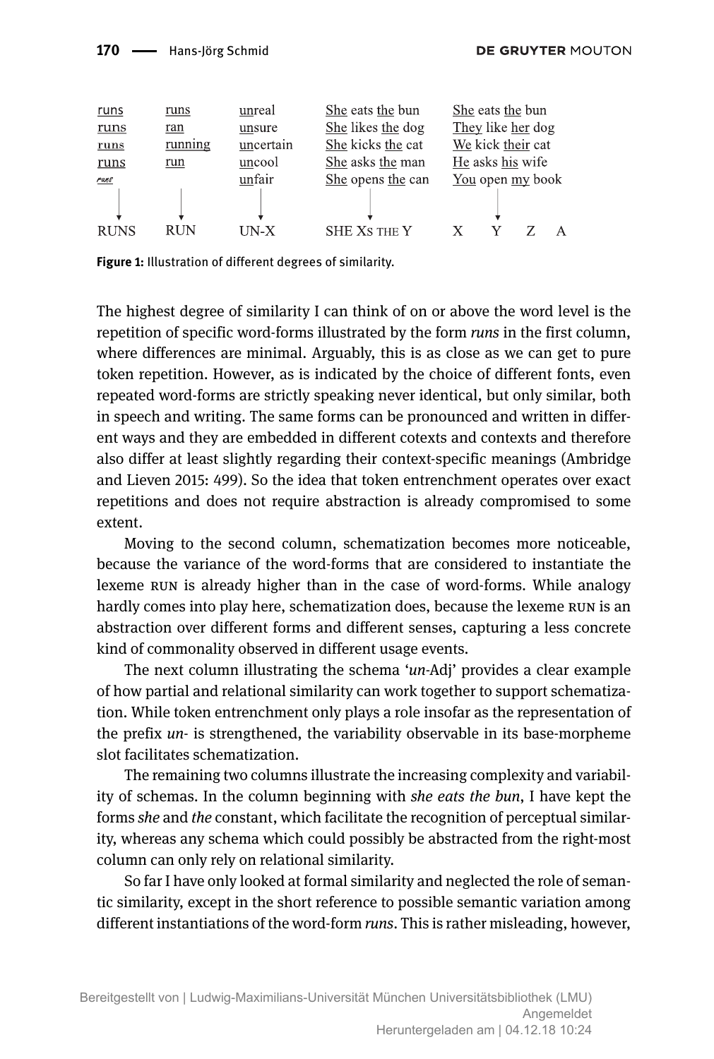| | | | | |
|---|---|---|---|---|
| runs | runs | unreal | She eats the bun | She eats the bun |
| runs | ran | unsure | She likes the dog | They like her dog |
| runs | running | uncertain | She kicks the cat | We kick their cat |
| runs | run | uncool | She asks the man | He asks his wife |
| runs | | unfair | She opens the can | You open my book |
| ↓ | ↓ | ↓ | ↓ | ↓ |
| RUNS | RUN | UN-X | SHE Xs THE Y | X Y Z A |

**Figure 1:** Illustration of different degrees of similarity.

The highest degree of similarity I can think of on or above the word level is the repetition of specific word-forms illustrated by the form *runs* in the first column, where differences are minimal. Arguably, this is as close as we can get to pure token repetition. However, as is indicated by the choice of different fonts, even repeated word-forms are strictly speaking never identical, but only similar, both in speech and writing. The same forms can be pronounced and written in different ways and they are embedded in different cotexts and contexts and therefore also differ at least slightly regarding their context-specific meanings (Ambridge and Lieven 2015: 499). So the idea that token entrenchment operates over exact repetitions and does not require abstraction is already compromised to some extent.

Moving to the second column, schematization becomes more noticeable, because the variance of the word-forms that are considered to instantiate the lexeme RUN is already higher than in the case of word-forms. While analogy hardly comes into play here, schematization does, because the lexeme RUN is an abstraction over different forms and different senses, capturing a less concrete kind of commonality observed in different usage events.

The next column illustrating the schema '*un*-Adj' provides a clear example of how partial and relational similarity can work together to support schematization. While token entrenchment only plays a role insofar as the representation of the prefix *un-* is strengthened, the variability observable in its base-morpheme slot facilitates schematization.

The remaining two columns illustrate the increasing complexity and variability of schemas. In the column beginning with *she eats the bun*, I have kept the forms *she* and *the* constant, which facilitate the recognition of perceptual similarity, whereas any schema which could possibly be abstracted from the right-most column can only rely on relational similarity.

So far I have only looked at formal similarity and neglected the role of semantic similarity, except in the short reference to possible semantic variation among different instantiations of the word-form *runs*. This is rather misleading, however,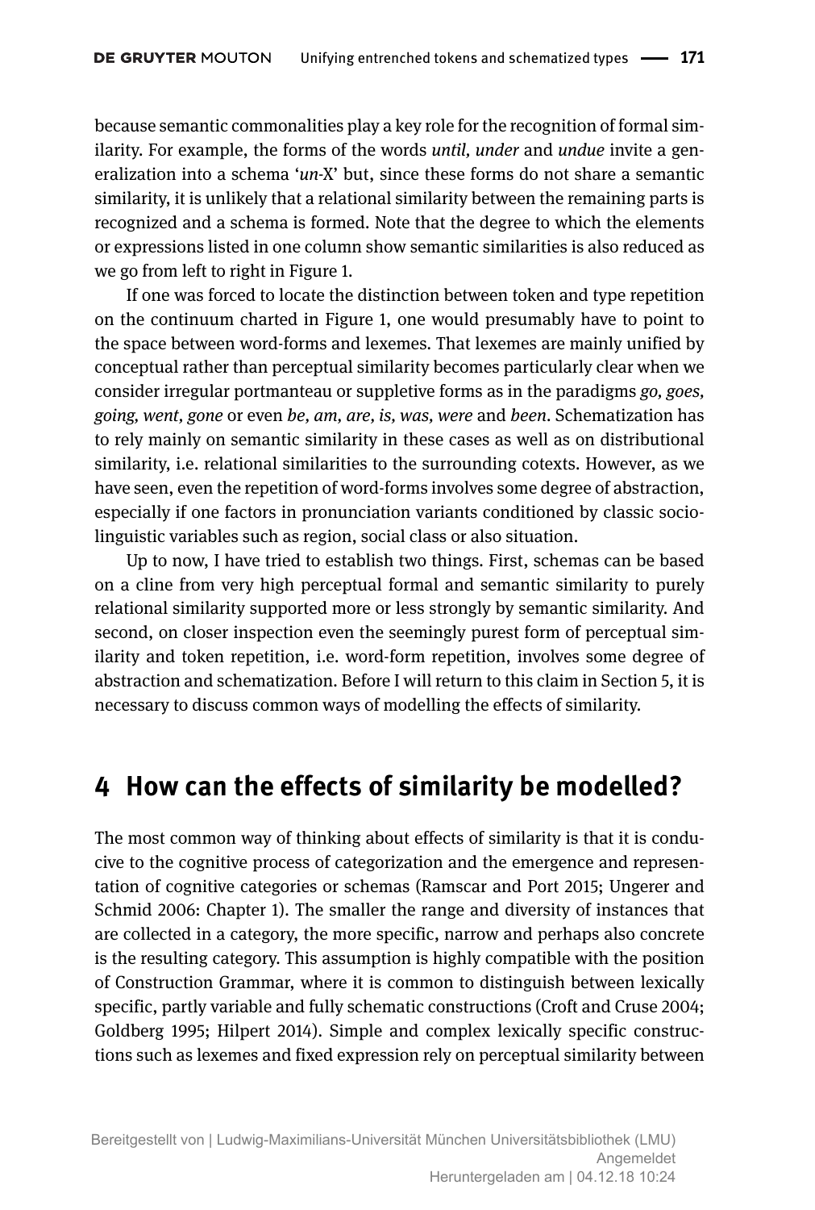because semantic commonalities play a key role for the recognition of formal similarity. For example, the forms of the words *until, under* and *undue* invite a generalization into a schema '*un*-X' but, since these forms do not share a semantic similarity, it is unlikely that a relational similarity between the remaining parts is recognized and a schema is formed. Note that the degree to which the elements or expressions listed in one column show semantic similarities is also reduced as we go from left to right in Figure 1.

If one was forced to locate the distinction between token and type repetition on the continuum charted in Figure 1, one would presumably have to point to the space between word-forms and lexemes. That lexemes are mainly unified by conceptual rather than perceptual similarity becomes particularly clear when we consider irregular portmanteau or suppletive forms as in the paradigms *go, goes, going, went, gone* or even *be, am, are, is, was, were* and *been*. Schematization has to rely mainly on semantic similarity in these cases as well as on distributional similarity, i.e. relational similarities to the surrounding cotexts. However, as we have seen, even the repetition of word-forms involves some degree of abstraction, especially if one factors in pronunciation variants conditioned by classic sociolinguistic variables such as region, social class or also situation.

Up to now, I have tried to establish two things. First, schemas can be based on a cline from very high perceptual formal and semantic similarity to purely relational similarity supported more or less strongly by semantic similarity. And second, on closer inspection even the seemingly purest form of perceptual similarity and token repetition, i.e. word-form repetition, involves some degree of abstraction and schematization. Before I will return to this claim in Section 5, it is necessary to discuss common ways of modelling the effects of similarity.

## 4 How can the effects of similarity be modelled?

The most common way of thinking about effects of similarity is that it is conducive to the cognitive process of categorization and the emergence and representation of cognitive categories or schemas (Ramscar and Port 2015; Ungerer and Schmid 2006: Chapter 1). The smaller the range and diversity of instances that are collected in a category, the more specific, narrow and perhaps also concrete is the resulting category. This assumption is highly compatible with the position of Construction Grammar, where it is common to distinguish between lexically specific, partly variable and fully schematic constructions (Croft and Cruse 2004; Goldberg 1995; Hilpert 2014). Simple and complex lexically specific constructions such as lexemes and fixed expression rely on perceptual similarity between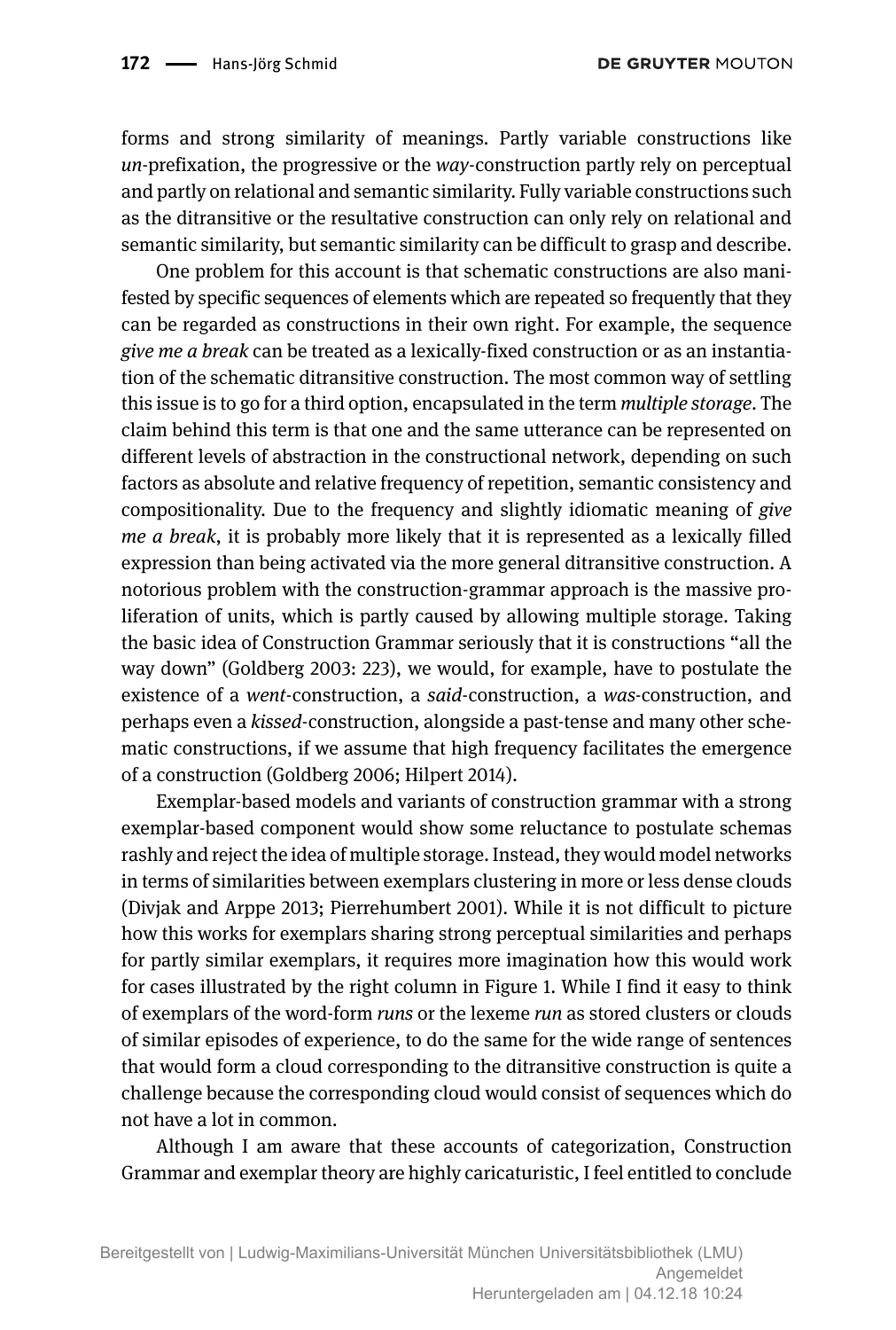forms and strong similarity of meanings. Partly variable constructions like *un*-prefixation, the progressive or the *way*-construction partly rely on perceptual and partly on relational and semantic similarity. Fully variable constructions such as the ditransitive or the resultative construction can only rely on relational and semantic similarity, but semantic similarity can be difficult to grasp and describe.

One problem for this account is that schematic constructions are also manifested by specific sequences of elements which are repeated so frequently that they can be regarded as constructions in their own right. For example, the sequence *give me a break* can be treated as a lexically-fixed construction or as an instantiation of the schematic ditransitive construction. The most common way of settling this issue is to go for a third option, encapsulated in the term *multiple storage*. The claim behind this term is that one and the same utterance can be represented on different levels of abstraction in the constructional network, depending on such factors as absolute and relative frequency of repetition, semantic consistency and compositionality. Due to the frequency and slightly idiomatic meaning of *give me a break*, it is probably more likely that it is represented as a lexically filled expression than being activated via the more general ditransitive construction. A notorious problem with the construction-grammar approach is the massive proliferation of units, which is partly caused by allowing multiple storage. Taking the basic idea of Construction Grammar seriously that it is constructions "all the way down" (Goldberg 2003: 223), we would, for example, have to postulate the existence of a *went*-construction, a *said*-construction, a *was*-construction, and perhaps even a *kissed*-construction, alongside a past-tense and many other schematic constructions, if we assume that high frequency facilitates the emergence of a construction (Goldberg 2006; Hilpert 2014).

Exemplar-based models and variants of construction grammar with a strong exemplar-based component would show some reluctance to postulate schemas rashly and reject the idea of multiple storage. Instead, they would model networks in terms of similarities between exemplars clustering in more or less dense clouds (Divjak and Arppe 2013; Pierrehumbert 2001). While it is not difficult to picture how this works for exemplars sharing strong perceptual similarities and perhaps for partly similar exemplars, it requires more imagination how this would work for cases illustrated by the right column in Figure 1. While I find it easy to think of exemplars of the word-form *runs* or the lexeme *run* as stored clusters or clouds of similar episodes of experience, to do the same for the wide range of sentences that would form a cloud corresponding to the ditransitive construction is quite a challenge because the corresponding cloud would consist of sequences which do not have a lot in common.

Although I am aware that these accounts of categorization, Construction Grammar and exemplar theory are highly caricaturistic, I feel entitled to conclude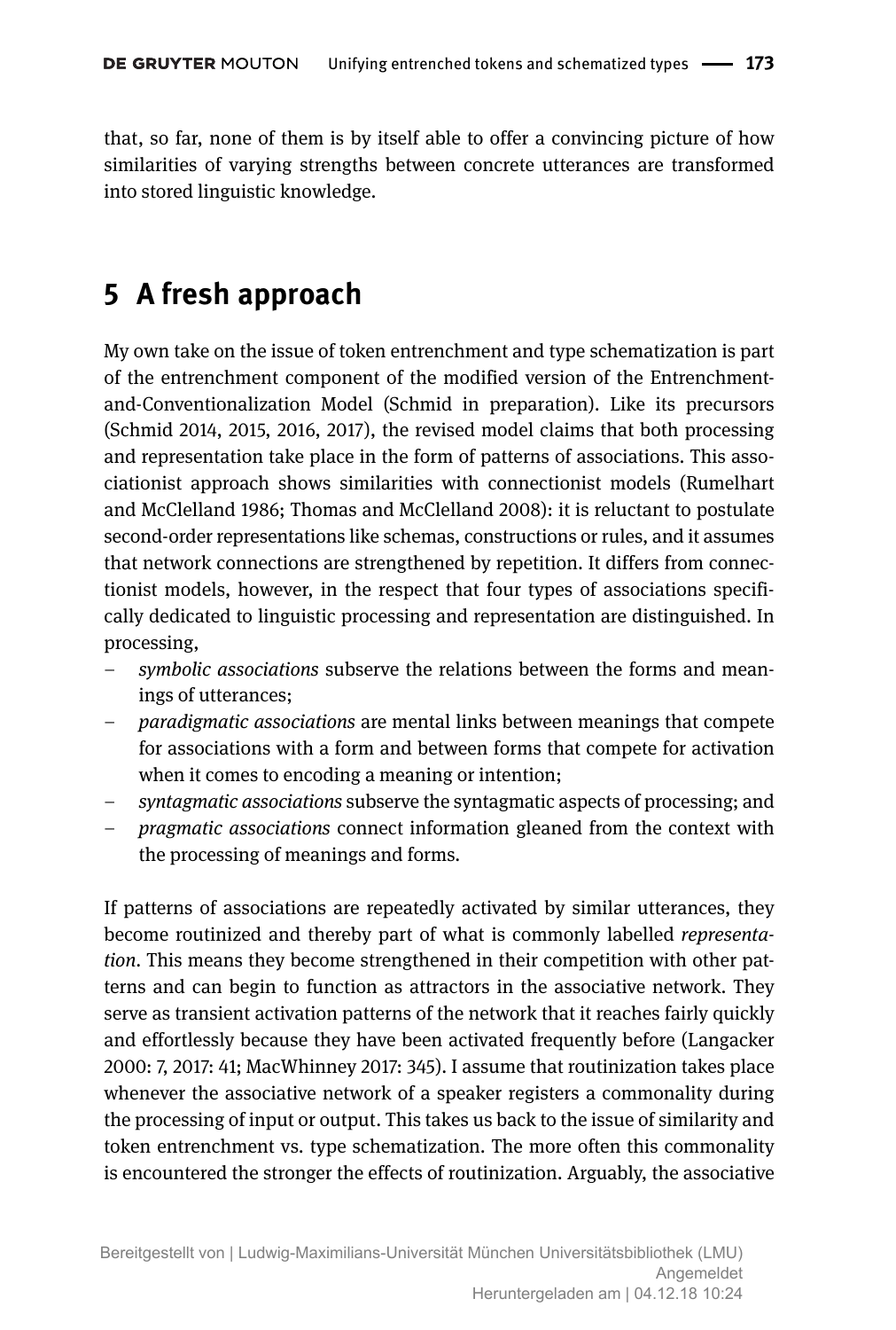that, so far, none of them is by itself able to offer a convincing picture of how similarities of varying strengths between concrete utterances are transformed into stored linguistic knowledge.

## 5 A fresh approach

My own take on the issue of token entrenchment and type schematization is part of the entrenchment component of the modified version of the Entrenchment-and-Conventionalization Model (Schmid in preparation). Like its precursors (Schmid 2014, 2015, 2016, 2017), the revised model claims that both processing and representation take place in the form of patterns of associations. This associationist approach shows similarities with connectionist models (Rumelhart and McClelland 1986; Thomas and McClelland 2008): it is reluctant to postulate second-order representations like schemas, constructions or rules, and it assumes that network connections are strengthened by repetition. It differs from connectionist models, however, in the respect that four types of associations specifically dedicated to linguistic processing and representation are distinguished. In processing,

- *symbolic associations* subserve the relations between the forms and meanings of utterances;
- *paradigmatic associations* are mental links between meanings that compete for associations with a form and between forms that compete for activation when it comes to encoding a meaning or intention;
- *syntagmatic associations* subserve the syntagmatic aspects of processing; and
- *pragmatic associations* connect information gleaned from the context with the processing of meanings and forms.

If patterns of associations are repeatedly activated by similar utterances, they become routinized and thereby part of what is commonly labelled *representation*. This means they become strengthened in their competition with other patterns and can begin to function as attractors in the associative network. They serve as transient activation patterns of the network that it reaches fairly quickly and effortlessly because they have been activated frequently before (Langacker 2000: 7, 2017: 41; MacWhinney 2017: 345). I assume that routinization takes place whenever the associative network of a speaker registers a commonality during the processing of input or output. This takes us back to the issue of similarity and token entrenchment vs. type schematization. The more often this commonality is encountered the stronger the effects of routinization. Arguably, the associative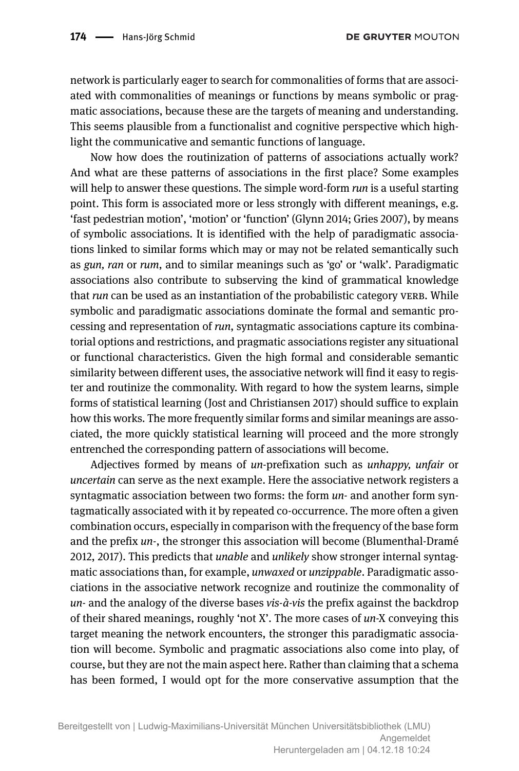network is particularly eager to search for commonalities of forms that are associated with commonalities of meanings or functions by means symbolic or pragmatic associations, because these are the targets of meaning and understanding. This seems plausible from a functionalist and cognitive perspective which highlight the communicative and semantic functions of language.

Now how does the routinization of patterns of associations actually work? And what are these patterns of associations in the first place? Some examples will help to answer these questions. The simple word-form *run* is a useful starting point. This form is associated more or less strongly with different meanings, e.g. 'fast pedestrian motion', 'motion' or 'function' (Glynn 2014; Gries 2007), by means of symbolic associations. It is identified with the help of paradigmatic associations linked to similar forms which may or may not be related semantically such as *gun, ran* or *rum*, and to similar meanings such as 'go' or 'walk'. Paradigmatic associations also contribute to subserving the kind of grammatical knowledge that *run* can be used as an instantiation of the probabilistic category VERB. While symbolic and paradigmatic associations dominate the formal and semantic processing and representation of *run*, syntagmatic associations capture its combinatorial options and restrictions, and pragmatic associations register any situational or functional characteristics. Given the high formal and considerable semantic similarity between different uses, the associative network will find it easy to register and routinize the commonality. With regard to how the system learns, simple forms of statistical learning (Jost and Christiansen 2017) should suffice to explain how this works. The more frequently similar forms and similar meanings are associated, the more quickly statistical learning will proceed and the more strongly entrenched the corresponding pattern of associations will become.

Adjectives formed by means of *un*-prefixation such as *unhappy, unfair* or *uncertain* can serve as the next example. Here the associative network registers a syntagmatic association between two forms: the form *un-* and another form syntagmatically associated with it by repeated co-occurrence. The more often a given combination occurs, especially in comparison with the frequency of the base form and the prefix *un-*, the stronger this association will become (Blumenthal-Dramé 2012, 2017). This predicts that *unable* and *unlikely* show stronger internal syntagmatic associations than, for example, *unwaxed* or *unzippable*. Paradigmatic associations in the associative network recognize and routinize the commonality of *un-* and the analogy of the diverse bases *vis-à-vis* the prefix against the backdrop of their shared meanings, roughly 'not X'. The more cases of *un*-X conveying this target meaning the network encounters, the stronger this paradigmatic association will become. Symbolic and pragmatic associations also come into play, of course, but they are not the main aspect here. Rather than claiming that a schema has been formed, I would opt for the more conservative assumption that the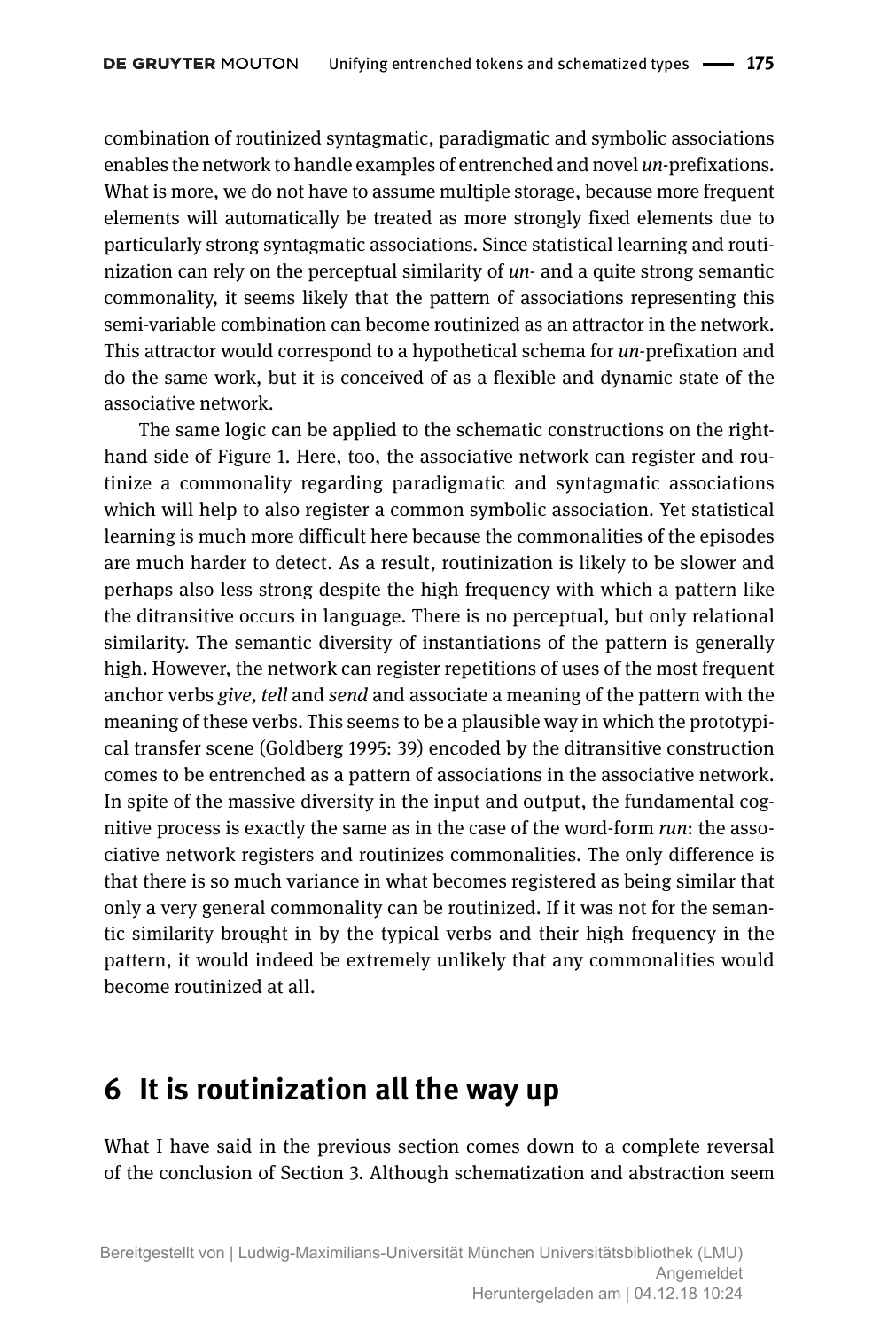combination of routinized syntagmatic, paradigmatic and symbolic associations enables the network to handle examples of entrenched and novel *un*-prefixations. What is more, we do not have to assume multiple storage, because more frequent elements will automatically be treated as more strongly fixed elements due to particularly strong syntagmatic associations. Since statistical learning and routinization can rely on the perceptual similarity of *un-* and a quite strong semantic commonality, it seems likely that the pattern of associations representing this semi-variable combination can become routinized as an attractor in the network. This attractor would correspond to a hypothetical schema for *un*-prefixation and do the same work, but it is conceived of as a flexible and dynamic state of the associative network.

The same logic can be applied to the schematic constructions on the right-hand side of Figure 1. Here, too, the associative network can register and routinize a commonality regarding paradigmatic and syntagmatic associations which will help to also register a common symbolic association. Yet statistical learning is much more difficult here because the commonalities of the episodes are much harder to detect. As a result, routinization is likely to be slower and perhaps also less strong despite the high frequency with which a pattern like the ditransitive occurs in language. There is no perceptual, but only relational similarity. The semantic diversity of instantiations of the pattern is generally high. However, the network can register repetitions of uses of the most frequent anchor verbs *give, tell* and *send* and associate a meaning of the pattern with the meaning of these verbs. This seems to be a plausible way in which the prototypical transfer scene (Goldberg 1995: 39) encoded by the ditransitive construction comes to be entrenched as a pattern of associations in the associative network. In spite of the massive diversity in the input and output, the fundamental cognitive process is exactly the same as in the case of the word-form *run*: the associative network registers and routinizes commonalities. The only difference is that there is so much variance in what becomes registered as being similar that only a very general commonality can be routinized. If it was not for the semantic similarity brought in by the typical verbs and their high frequency in the pattern, it would indeed be extremely unlikely that any commonalities would become routinized at all.

# 6 It is routinization all the way up

What I have said in the previous section comes down to a complete reversal of the conclusion of Section 3. Although schematization and abstraction seem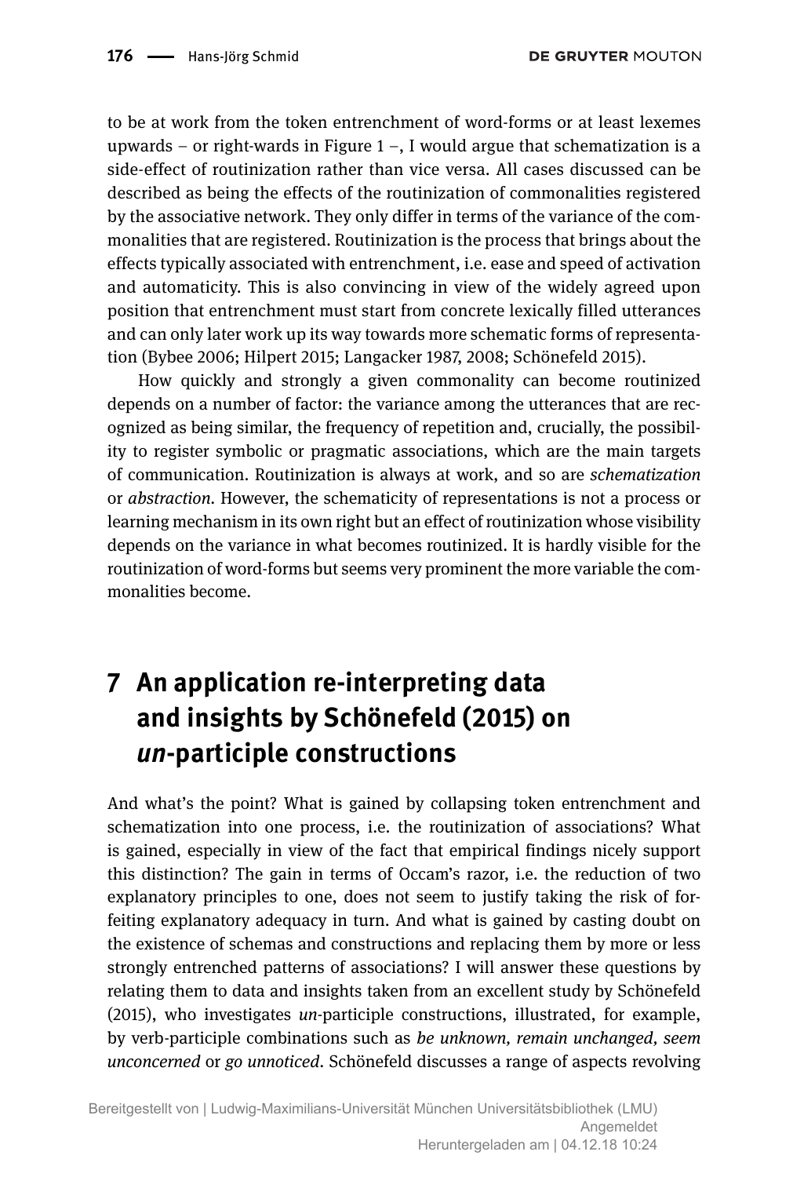to be at work from the token entrenchment of word-forms or at least lexemes upwards – or right-wards in Figure 1 –, I would argue that schematization is a side-effect of routinization rather than vice versa. All cases discussed can be described as being the effects of the routinization of commonalities registered by the associative network. They only differ in terms of the variance of the commonalities that are registered. Routinization is the process that brings about the effects typically associated with entrenchment, i.e. ease and speed of activation and automaticity. This is also convincing in view of the widely agreed upon position that entrenchment must start from concrete lexically filled utterances and can only later work up its way towards more schematic forms of representation (Bybee 2006; Hilpert 2015; Langacker 1987, 2008; Schönefeld 2015).

How quickly and strongly a given commonality can become routinized depends on a number of factor: the variance among the utterances that are recognized as being similar, the frequency of repetition and, crucially, the possibility to register symbolic or pragmatic associations, which are the main targets of communication. Routinization is always at work, and so are *schematization* or *abstraction*. However, the schematicity of representations is not a process or learning mechanism in its own right but an effect of routinization whose visibility depends on the variance in what becomes routinized. It is hardly visible for the routinization of word-forms but seems very prominent the more variable the commonalities become.

# 7 An application re-interpreting data and insights by Schönefeld (2015) on *un*-participle constructions

And what's the point? What is gained by collapsing token entrenchment and schematization into one process, i.e. the routinization of associations? What is gained, especially in view of the fact that empirical findings nicely support this distinction? The gain in terms of Occam's razor, i.e. the reduction of two explanatory principles to one, does not seem to justify taking the risk of forfeiting explanatory adequacy in turn. And what is gained by casting doubt on the existence of schemas and constructions and replacing them by more or less strongly entrenched patterns of associations? I will answer these questions by relating them to data and insights taken from an excellent study by Schönefeld (2015), who investigates *un*-participle constructions, illustrated, for example, by verb-participle combinations such as *be unknown, remain unchanged, seem unconcerned* or *go unnoticed*. Schönefeld discusses a range of aspects revolving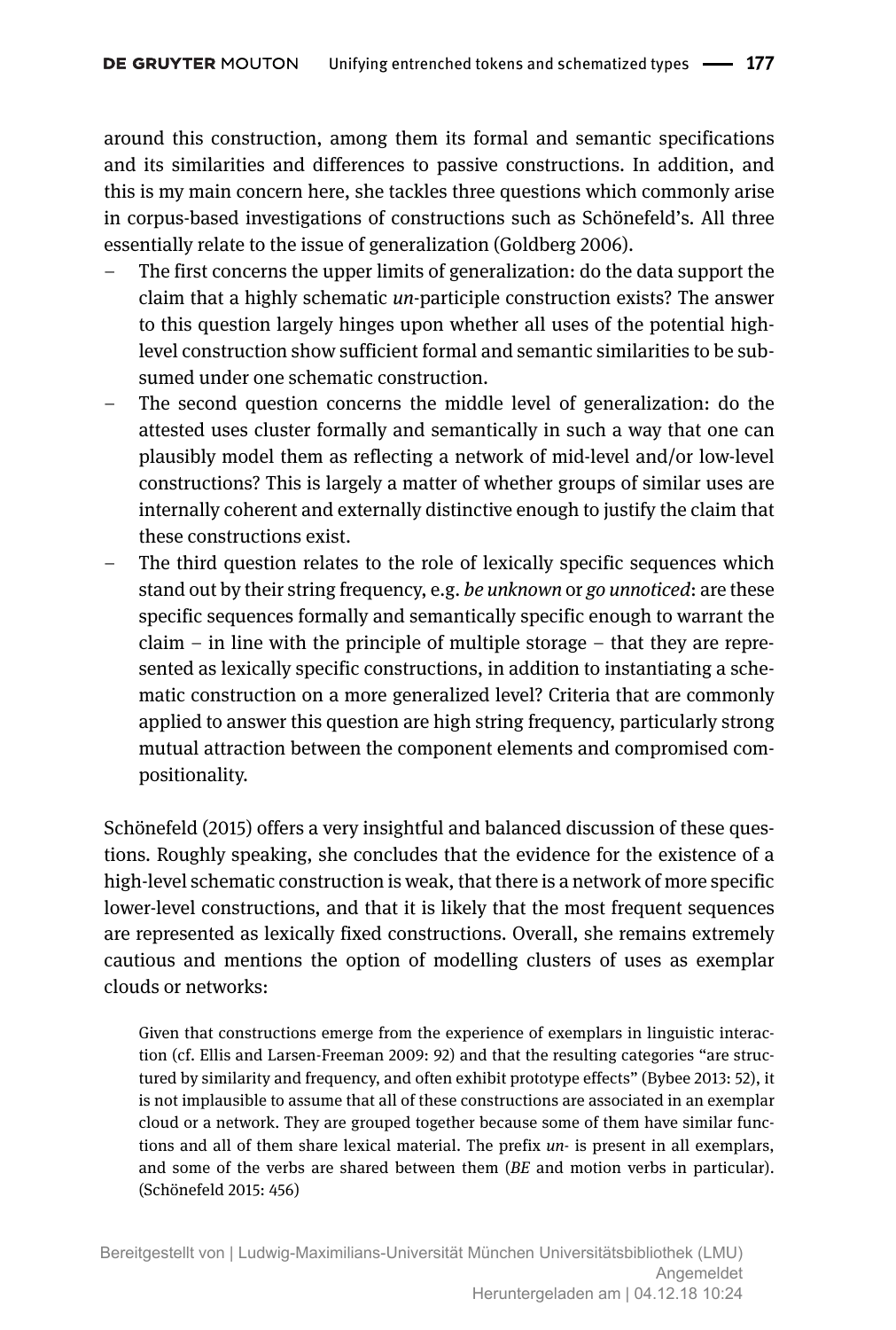around this construction, among them its formal and semantic specifications and its similarities and differences to passive constructions. In addition, and this is my main concern here, she tackles three questions which commonly arise in corpus-based investigations of constructions such as Schönefeld's. All three essentially relate to the issue of generalization (Goldberg 2006).

- The first concerns the upper limits of generalization: do the data support the claim that a highly schematic *un*-participle construction exists? The answer to this question largely hinges upon whether all uses of the potential high-level construction show sufficient formal and semantic similarities to be subsumed under one schematic construction.
- The second question concerns the middle level of generalization: do the attested uses cluster formally and semantically in such a way that one can plausibly model them as reflecting a network of mid-level and/or low-level constructions? This is largely a matter of whether groups of similar uses are internally coherent and externally distinctive enough to justify the claim that these constructions exist.
- The third question relates to the role of lexically specific sequences which stand out by their string frequency, e.g. *be unknown* or *go unnoticed*: are these specific sequences formally and semantically specific enough to warrant the claim – in line with the principle of multiple storage – that they are represented as lexically specific constructions, in addition to instantiating a schematic construction on a more generalized level? Criteria that are commonly applied to answer this question are high string frequency, particularly strong mutual attraction between the component elements and compromised compositionality.

Schönefeld (2015) offers a very insightful and balanced discussion of these questions. Roughly speaking, she concludes that the evidence for the existence of a high-level schematic construction is weak, that there is a network of more specific lower-level constructions, and that it is likely that the most frequent sequences are represented as lexically fixed constructions. Overall, she remains extremely cautious and mentions the option of modelling clusters of uses as exemplar clouds or networks:

> Given that constructions emerge from the experience of exemplars in linguistic interaction (cf. Ellis and Larsen-Freeman 2009: 92) and that the resulting categories "are structured by similarity and frequency, and often exhibit prototype effects" (Bybee 2013: 52), it is not implausible to assume that all of these constructions are associated in an exemplar cloud or a network. They are grouped together because some of them have similar functions and all of them share lexical material. The prefix *un-* is present in all exemplars, and some of the verbs are shared between them (*BE* and motion verbs in particular). (Schönefeld 2015: 456)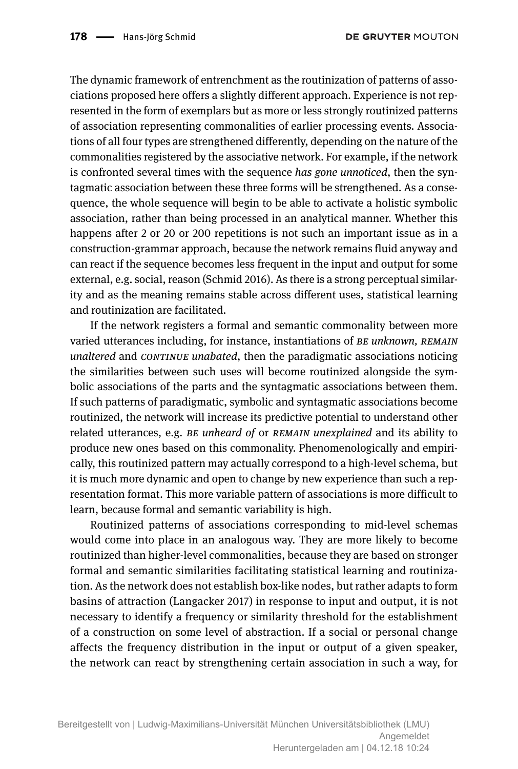The dynamic framework of entrenchment as the routinization of patterns of associations proposed here offers a slightly different approach. Experience is not represented in the form of exemplars but as more or less strongly routinized patterns of association representing commonalities of earlier processing events. Associations of all four types are strengthened differently, depending on the nature of the commonalities registered by the associative network. For example, if the network is confronted several times with the sequence *has gone unnoticed*, then the syntagmatic association between these three forms will be strengthened. As a consequence, the whole sequence will begin to be able to activate a holistic symbolic association, rather than being processed in an analytical manner. Whether this happens after 2 or 20 or 200 repetitions is not such an important issue as in a construction-grammar approach, because the network remains fluid anyway and can react if the sequence becomes less frequent in the input and output for some external, e.g. social, reason (Schmid 2016). As there is a strong perceptual similarity and as the meaning remains stable across different uses, statistical learning and routinization are facilitated.

If the network registers a formal and semantic commonality between more varied utterances including, for instance, instantiations of *BE unknown, REMAIN unaltered* and *CONTINUE unabated*, then the paradigmatic associations noticing the similarities between such uses will become routinized alongside the symbolic associations of the parts and the syntagmatic associations between them. If such patterns of paradigmatic, symbolic and syntagmatic associations become routinized, the network will increase its predictive potential to understand other related utterances, e.g. *BE unheard of* or *REMAIN unexplained* and its ability to produce new ones based on this commonality. Phenomenologically and empirically, this routinized pattern may actually correspond to a high-level schema, but it is much more dynamic and open to change by new experience than such a representation format. This more variable pattern of associations is more difficult to learn, because formal and semantic variability is high.

Routinized patterns of associations corresponding to mid-level schemas would come into place in an analogous way. They are more likely to become routinized than higher-level commonalities, because they are based on stronger formal and semantic similarities facilitating statistical learning and routinization. As the network does not establish box-like nodes, but rather adapts to form basins of attraction (Langacker 2017) in response to input and output, it is not necessary to identify a frequency or similarity threshold for the establishment of a construction on some level of abstraction. If a social or personal change affects the frequency distribution in the input or output of a given speaker, the network can react by strengthening certain association in such a way, for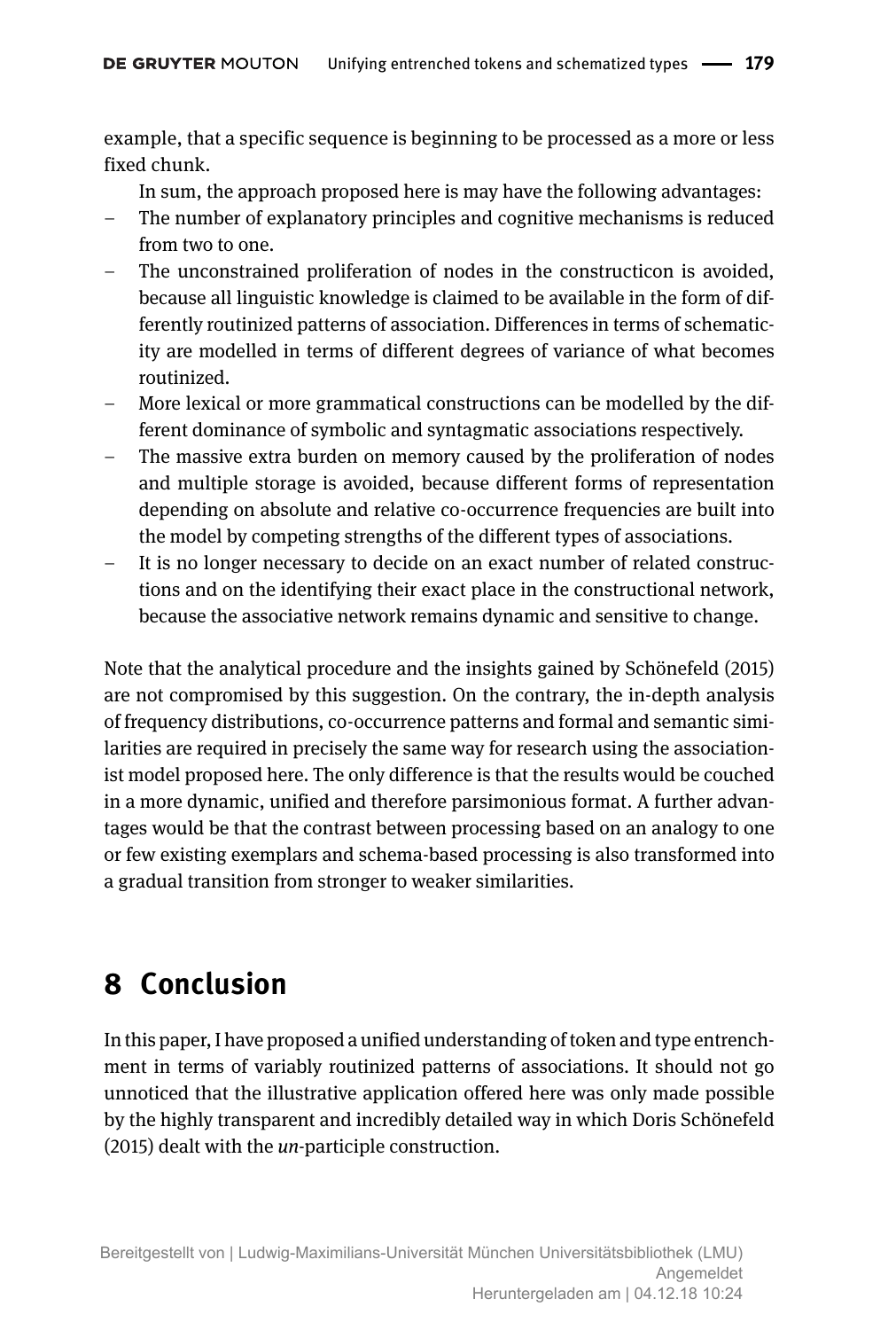example, that a specific sequence is beginning to be processed as a more or less fixed chunk.

In sum, the approach proposed here is may have the following advantages:

- The number of explanatory principles and cognitive mechanisms is reduced from two to one.
- The unconstrained proliferation of nodes in the constructicon is avoided, because all linguistic knowledge is claimed to be available in the form of differently routinized patterns of association. Differences in terms of schematicity are modelled in terms of different degrees of variance of what becomes routinized.
- More lexical or more grammatical constructions can be modelled by the different dominance of symbolic and syntagmatic associations respectively.
- The massive extra burden on memory caused by the proliferation of nodes and multiple storage is avoided, because different forms of representation depending on absolute and relative co-occurrence frequencies are built into the model by competing strengths of the different types of associations.
- It is no longer necessary to decide on an exact number of related constructions and on the identifying their exact place in the constructional network, because the associative network remains dynamic and sensitive to change.

Note that the analytical procedure and the insights gained by Schönefeld (2015) are not compromised by this suggestion. On the contrary, the in-depth analysis of frequency distributions, co-occurrence patterns and formal and semantic similarities are required in precisely the same way for research using the associationist model proposed here. The only difference is that the results would be couched in a more dynamic, unified and therefore parsimonious format. A further advantages would be that the contrast between processing based on an analogy to one or few existing exemplars and schema-based processing is also transformed into a gradual transition from stronger to weaker similarities.

# 8 Conclusion

In this paper, I have proposed a unified understanding of token and type entrenchment in terms of variably routinized patterns of associations. It should not go unnoticed that the illustrative application offered here was only made possible by the highly transparent and incredibly detailed way in which Doris Schönefeld (2015) dealt with the *un*-participle construction.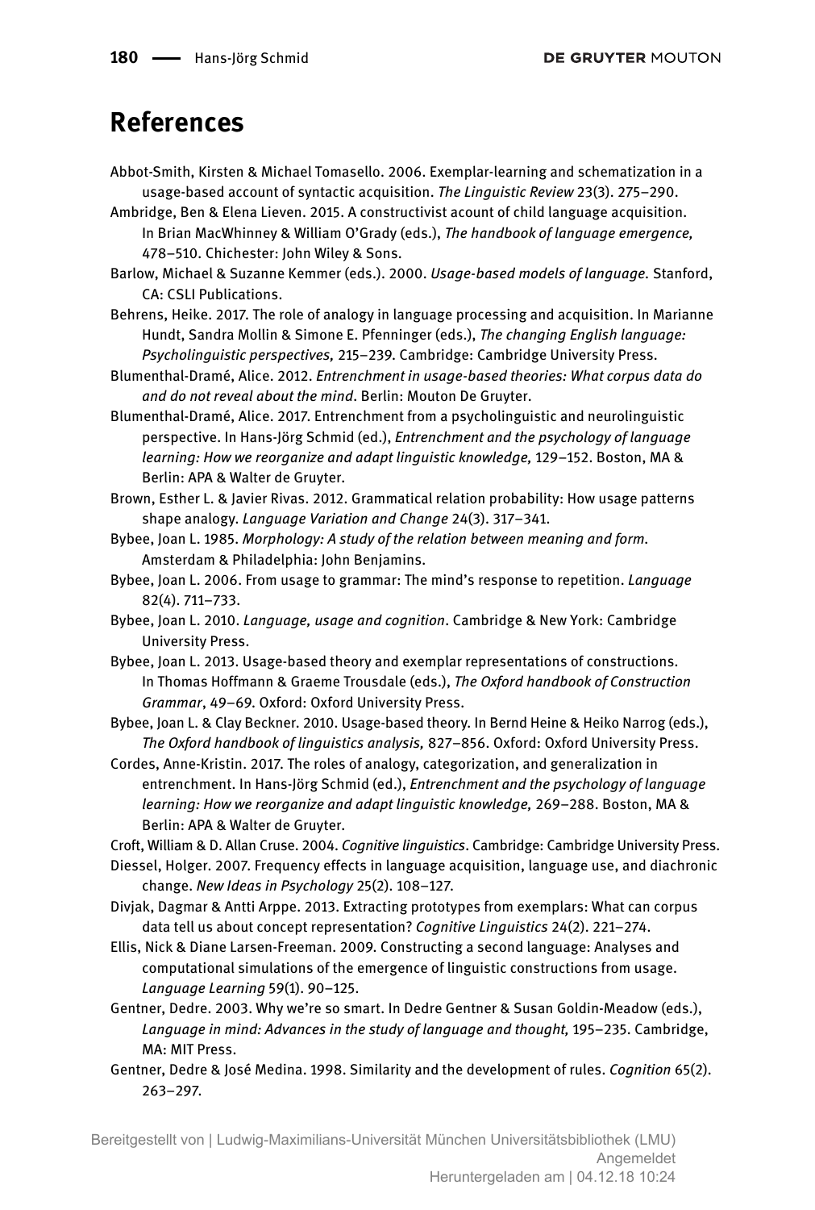## References

Abbot-Smith, Kirsten & Michael Tomasello. 2006. Exemplar-learning and schematization in a usage-based account of syntactic acquisition. *The Linguistic Review* 23(3). 275–290.

Ambridge, Ben & Elena Lieven. 2015. A constructivist acount of child language acquisition. In Brian MacWhinney & William O'Grady (eds.), *The handbook of language emergence,* 478–510. Chichester: John Wiley & Sons.

Barlow, Michael & Suzanne Kemmer (eds.). 2000. *Usage-based models of language.* Stanford, CA: CSLI Publications.

Behrens, Heike. 2017. The role of analogy in language processing and acquisition. In Marianne Hundt, Sandra Mollin & Simone E. Pfenninger (eds.), *The changing English language: Psycholinguistic perspectives,* 215–239. Cambridge: Cambridge University Press.

Blumenthal-Dramé, Alice. 2012. *Entrenchment in usage-based theories: What corpus data do and do not reveal about the mind*. Berlin: Mouton De Gruyter.

Blumenthal-Dramé, Alice. 2017. Entrenchment from a psycholinguistic and neurolinguistic perspective. In Hans-Jörg Schmid (ed.), *Entrenchment and the psychology of language learning: How we reorganize and adapt linguistic knowledge,* 129–152. Boston, MA & Berlin: APA & Walter de Gruyter.

Brown, Esther L. & Javier Rivas. 2012. Grammatical relation probability: How usage patterns shape analogy. *Language Variation and Change* 24(3). 317–341.

Bybee, Joan L. 1985. *Morphology: A study of the relation between meaning and form*. Amsterdam & Philadelphia: John Benjamins.

Bybee, Joan L. 2006. From usage to grammar: The mind's response to repetition. *Language* 82(4). 711–733.

Bybee, Joan L. 2010. *Language, usage and cognition*. Cambridge & New York: Cambridge University Press.

Bybee, Joan L. 2013. Usage-based theory and exemplar representations of constructions. In Thomas Hoffmann & Graeme Trousdale (eds.), *The Oxford handbook of Construction Grammar*, 49–69. Oxford: Oxford University Press.

Bybee, Joan L. & Clay Beckner. 2010. Usage-based theory. In Bernd Heine & Heiko Narrog (eds.), *The Oxford handbook of linguistics analysis,* 827–856. Oxford: Oxford University Press.

Cordes, Anne-Kristin. 2017. The roles of analogy, categorization, and generalization in entrenchment. In Hans-Jörg Schmid (ed.), *Entrenchment and the psychology of language learning: How we reorganize and adapt linguistic knowledge,* 269–288. Boston, MA & Berlin: APA & Walter de Gruyter.

Croft, William & D. Allan Cruse. 2004. *Cognitive linguistics*. Cambridge: Cambridge University Press.

Diessel, Holger. 2007. Frequency effects in language acquisition, language use, and diachronic change. *New Ideas in Psychology* 25(2). 108–127.

Divjak, Dagmar & Antti Arppe. 2013. Extracting prototypes from exemplars: What can corpus data tell us about concept representation? *Cognitive Linguistics* 24(2). 221–274.

Ellis, Nick & Diane Larsen-Freeman. 2009. Constructing a second language: Analyses and computational simulations of the emergence of linguistic constructions from usage. *Language Learning* 59(1). 90–125.

Gentner, Dedre. 2003. Why we're so smart. In Dedre Gentner & Susan Goldin-Meadow (eds.), *Language in mind: Advances in the study of language and thought,* 195–235. Cambridge, MA: MIT Press.

Gentner, Dedre & José Medina. 1998. Similarity and the development of rules. *Cognition* 65(2). 263–297.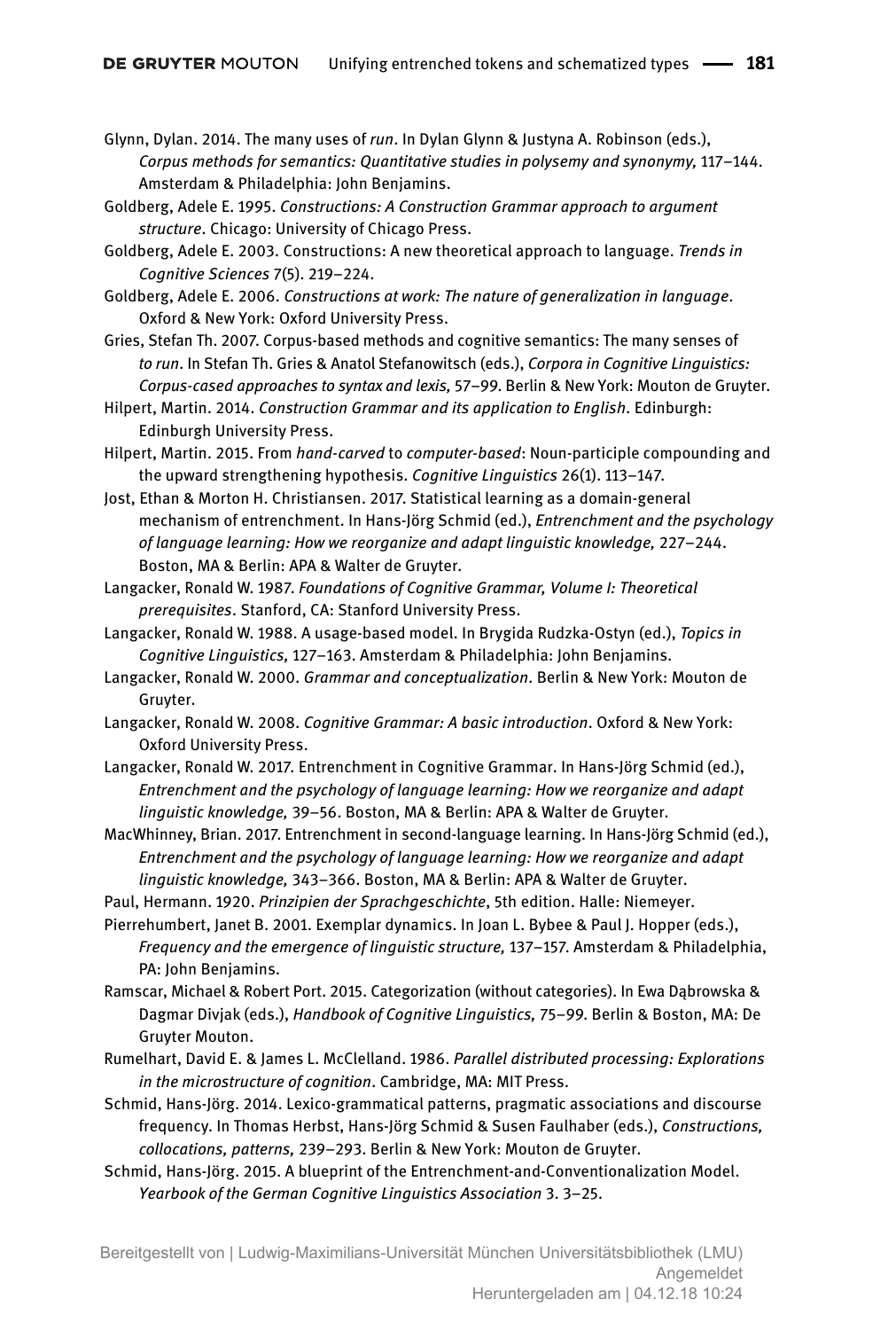Glynn, Dylan. 2014. The many uses of *run*. In Dylan Glynn & Justyna A. Robinson (eds.), *Corpus methods for semantics: Quantitative studies in polysemy and synonymy,* 117–144. Amsterdam & Philadelphia: John Benjamins.

Goldberg, Adele E. 1995. *Constructions: A Construction Grammar approach to argument structure*. Chicago: University of Chicago Press.

Goldberg, Adele E. 2003. Constructions: A new theoretical approach to language. *Trends in Cognitive Sciences* 7(5). 219–224.

Goldberg, Adele E. 2006. *Constructions at work: The nature of generalization in language*. Oxford & New York: Oxford University Press.

Gries, Stefan Th. 2007. Corpus-based methods and cognitive semantics: The many senses of *to run*. In Stefan Th. Gries & Anatol Stefanowitsch (eds.), *Corpora in Cognitive Linguistics: Corpus-cased approaches to syntax and lexis,* 57–99. Berlin & New York: Mouton de Gruyter.

Hilpert, Martin. 2014. *Construction Grammar and its application to English*. Edinburgh: Edinburgh University Press.

Hilpert, Martin. 2015. From *hand-carved* to *computer-based*: Noun-participle compounding and the upward strengthening hypothesis. *Cognitive Linguistics* 26(1). 113–147.

Jost, Ethan & Morton H. Christiansen. 2017. Statistical learning as a domain-general mechanism of entrenchment. In Hans-Jörg Schmid (ed.), *Entrenchment and the psychology of language learning: How we reorganize and adapt linguistic knowledge,* 227–244. Boston, MA & Berlin: APA & Walter de Gruyter.

Langacker, Ronald W. 1987. *Foundations of Cognitive Grammar, Volume I: Theoretical prerequisites*. Stanford, CA: Stanford University Press.

Langacker, Ronald W. 1988. A usage-based model. In Brygida Rudzka-Ostyn (ed.), *Topics in Cognitive Linguistics,* 127–163. Amsterdam & Philadelphia: John Benjamins.

Langacker, Ronald W. 2000. *Grammar and conceptualization*. Berlin & New York: Mouton de Gruyter.

Langacker, Ronald W. 2008. *Cognitive Grammar: A basic introduction*. Oxford & New York: Oxford University Press.

Langacker, Ronald W. 2017. Entrenchment in Cognitive Grammar. In Hans-Jörg Schmid (ed.), *Entrenchment and the psychology of language learning: How we reorganize and adapt linguistic knowledge,* 39–56. Boston, MA & Berlin: APA & Walter de Gruyter.

MacWhinney, Brian. 2017. Entrenchment in second-language learning. In Hans-Jörg Schmid (ed.), *Entrenchment and the psychology of language learning: How we reorganize and adapt linguistic knowledge,* 343–366. Boston, MA & Berlin: APA & Walter de Gruyter.

Paul, Hermann. 1920. *Prinzipien der Sprachgeschichte*, 5th edition. Halle: Niemeyer.

Pierrehumbert, Janet B. 2001. Exemplar dynamics. In Joan L. Bybee & Paul J. Hopper (eds.), *Frequency and the emergence of linguistic structure,* 137–157. Amsterdam & Philadelphia, PA: John Benjamins.

Ramscar, Michael & Robert Port. 2015. Categorization (without categories). In Ewa Dąbrowska & Dagmar Divjak (eds.), *Handbook of Cognitive Linguistics,* 75–99. Berlin & Boston, MA: De Gruyter Mouton.

Rumelhart, David E. & James L. McClelland. 1986. *Parallel distributed processing: Explorations in the microstructure of cognition*. Cambridge, MA: MIT Press.

Schmid, Hans-Jörg. 2014. Lexico-grammatical patterns, pragmatic associations and discourse frequency. In Thomas Herbst, Hans-Jörg Schmid & Susen Faulhaber (eds.), *Constructions, collocations, patterns,* 239–293. Berlin & New York: Mouton de Gruyter.

Schmid, Hans-Jörg. 2015. A blueprint of the Entrenchment-and-Conventionalization Model. *Yearbook of the German Cognitive Linguistics Association* 3. 3–25.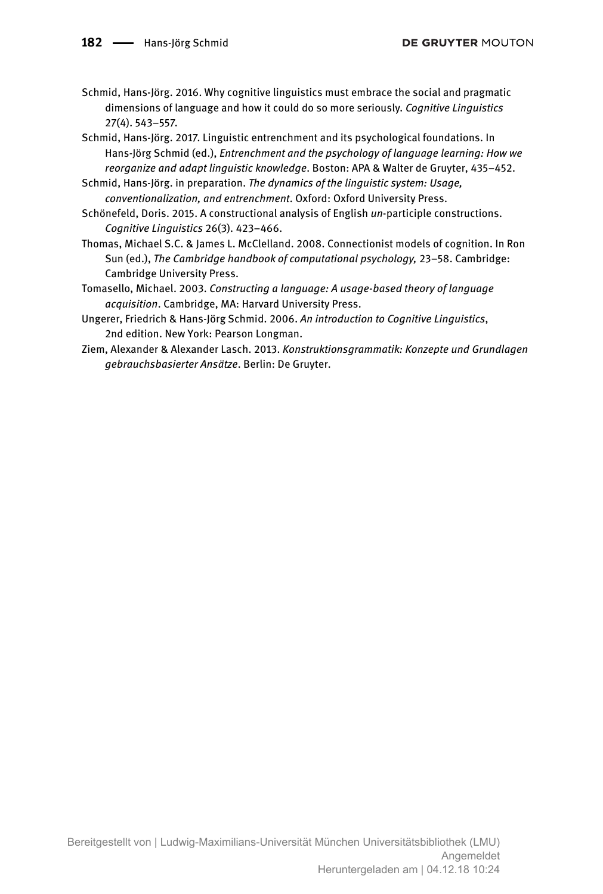Schmid, Hans-Jörg. 2016. Why cognitive linguistics must embrace the social and pragmatic dimensions of language and how it could do so more seriously. *Cognitive Linguistics* 27(4). 543–557.

Schmid, Hans-Jörg. 2017. Linguistic entrenchment and its psychological foundations. In Hans-Jörg Schmid (ed.), *Entrenchment and the psychology of language learning: How we reorganize and adapt linguistic knowledge*. Boston: APA & Walter de Gruyter, 435–452.

Schmid, Hans-Jörg. in preparation. *The dynamics of the linguistic system: Usage, conventionalization, and entrenchment*. Oxford: Oxford University Press.

Schönefeld, Doris. 2015. A constructional analysis of English *un*-participle constructions. *Cognitive Linguistics* 26(3). 423–466.

Thomas, Michael S.C. & James L. McClelland. 2008. Connectionist models of cognition. In Ron Sun (ed.), *The Cambridge handbook of computational psychology,* 23–58. Cambridge: Cambridge University Press.

Tomasello, Michael. 2003. *Constructing a language: A usage-based theory of language acquisition*. Cambridge, MA: Harvard University Press.

Ungerer, Friedrich & Hans-Jörg Schmid. 2006. *An introduction to Cognitive Linguistics*, 2nd edition. New York: Pearson Longman.

Ziem, Alexander & Alexander Lasch. 2013. *Konstruktionsgrammatik: Konzepte und Grundlagen gebrauchsbasierter Ansätze*. Berlin: De Gruyter.